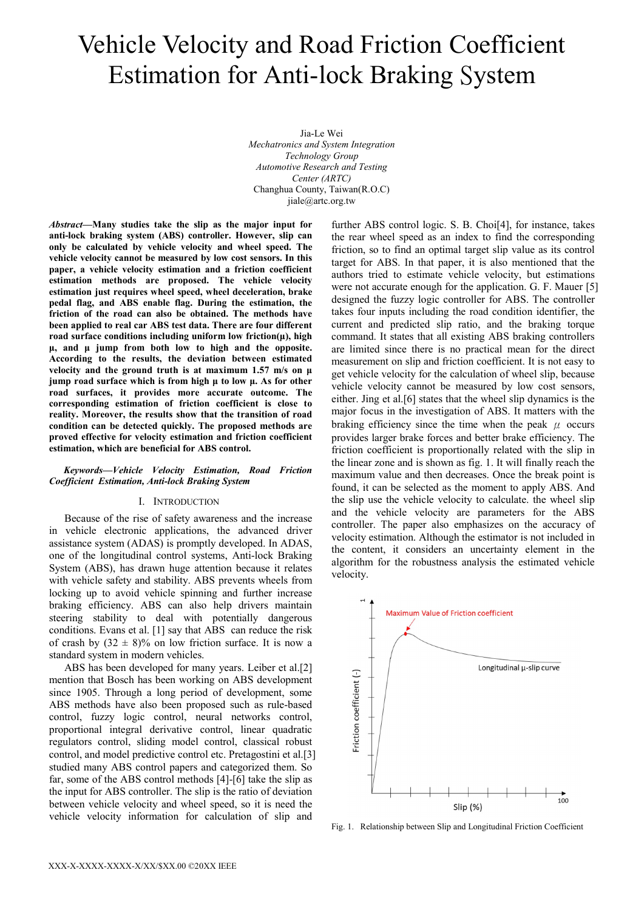# Vehicle Velocity and Road Friction Coefficient Estimation for Anti-lock Braking System

Jia-Le Wei
*Mechatronics and System Integration Technology Group*
*Automotive Research and Testing Center (ARTC)*
Changhua County, Taiwan(R.O.C)
jiale@artc.org.tw

***Abstract*—Many studies take the slip as the major input for anti-lock braking system (ABS) controller. However, slip can only be calculated by vehicle velocity and wheel speed. The vehicle velocity cannot be measured by low cost sensors. In this paper, a vehicle velocity estimation and a friction coefficient estimation methods are proposed. The vehicle velocity estimation just requires wheel speed, wheel deceleration, brake pedal flag, and ABS enable flag. During the estimation, the friction of the road can also be obtained. The methods have been applied to real car ABS test data. There are four different road surface conditions including uniform low friction(μ), high μ, and μ jump from both low to high and the opposite. According to the results, the deviation between estimated velocity and the ground truth is at maximum 1.57 m/s on μ jump road surface which is from high μ to low μ. As for other road surfaces, it provides more accurate outcome. The corresponding estimation of friction coefficient is close to reality. Moreover, the results show that the transition of road condition can be detected quickly. The proposed methods are proved effective for velocity estimation and friction coefficient estimation, which are beneficial for ABS control.**

***Keywords—Vehicle Velocity Estimation, Road Friction Coefficient Estimation, Anti-lock Braking System***

## I. Introduction

Because of the rise of safety awareness and the increase in vehicle electronic applications, the advanced driver assistance system (ADAS) is promptly developed. In ADAS, one of the longitudinal control systems, Anti-lock Braking System (ABS), has drawn huge attention because it relates with vehicle safety and stability. ABS prevents wheels from locking up to avoid vehicle spinning and further increase braking efficiency. ABS can also help drivers maintain steering stability to deal with potentially dangerous conditions. Evans et al. [1] say that ABS can reduce the risk of crash by (32 ± 8)% on low friction surface. It is now a standard system in modern vehicles.

ABS has been developed for many years. Leiber et al.[2] mention that Bosch has been working on ABS development since 1905. Through a long period of development, some ABS methods have also been proposed such as rule-based control, fuzzy logic control, neural networks control, proportional integral derivative control, linear quadratic regulators control, sliding model control, classical robust control, and model predictive control etc. Pretagostini et al.[3] studied many ABS control papers and categorized them. So far, some of the ABS control methods [4]-[6] take the slip as the input for ABS controller. The slip is the ratio of deviation between vehicle velocity and wheel speed, so it is need the vehicle velocity information for calculation of slip and further ABS control logic. S. B. Choi[4], for instance, takes the rear wheel speed as an index to find the corresponding friction, so to find an optimal target slip value as its control target for ABS. In that paper, it is also mentioned that the authors tried to estimate vehicle velocity, but estimations were not accurate enough for the application. G. F. Mauer [5] designed the fuzzy logic controller for ABS. The controller takes four inputs including the road condition identifier, the current and predicted slip ratio, and the braking torque command. It states that all existing ABS braking controllers are limited since there is no practical mean for the direct measurement on slip and friction coefficient. It is not easy to get vehicle velocity for the calculation of wheel slip, because vehicle velocity cannot be measured by low cost sensors, either. Jing et al.[6] states that the wheel slip dynamics is the major focus in the investigation of ABS. It matters with the braking efficiency since the time when the peak $\mu$ occurs provides larger brake forces and better brake efficiency. The friction coefficient is proportionally related with the slip in the linear zone and is shown as fig. 1. It will finally reach the maximum value and then decreases. Once the break point is found, it can be selected as the moment to apply ABS. And the slip use the vehicle velocity to calculate. the wheel slip and the vehicle velocity are parameters for the ABS controller. The paper also emphasizes on the accuracy of velocity estimation. Although the estimator is not included in the content, it considers an uncertainty element in the algorithm for the robustness analysis the estimated vehicle velocity.

Fig. 1. Relationship between Slip and Longitudinal Friction Coefficient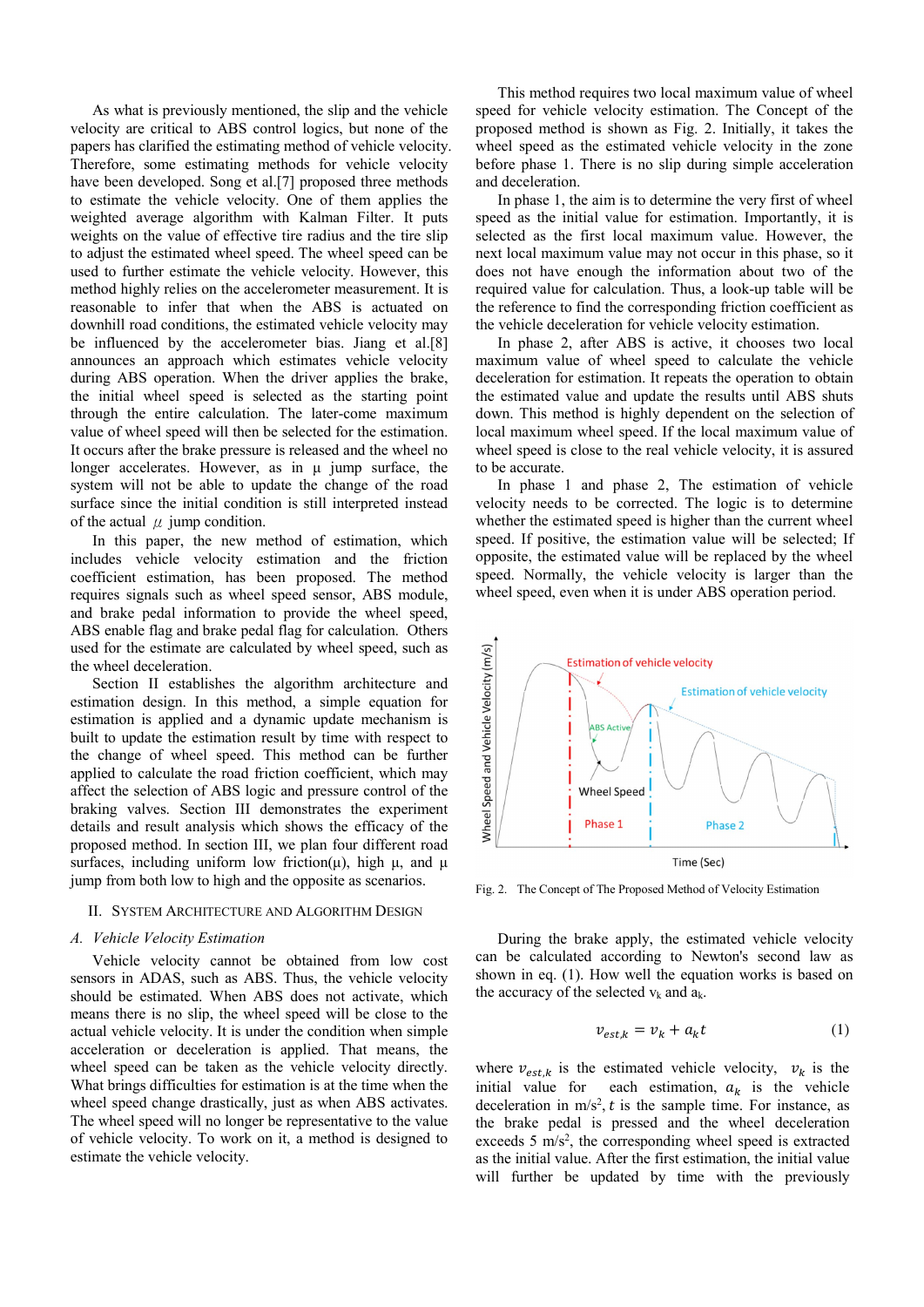As what is previously mentioned, the slip and the vehicle velocity are critical to ABS control logics, but none of the papers has clarified the estimating method of vehicle velocity. Therefore, some estimating methods for vehicle velocity have been developed. Song et al.[7] proposed three methods to estimate the vehicle velocity. One of them applies the weighted average algorithm with Kalman Filter. It puts weights on the value of effective tire radius and the tire slip to adjust the estimated wheel speed. The wheel speed can be used to further estimate the vehicle velocity. However, this method highly relies on the accelerometer measurement. It is reasonable to infer that when the ABS is actuated on downhill road conditions, the estimated vehicle velocity may be influenced by the accelerometer bias. Jiang et al.[8] announces an approach which estimates vehicle velocity during ABS operation. When the driver applies the brake, the initial wheel speed is selected as the starting point through the entire calculation. The later-come maximum value of wheel speed will then be selected for the estimation. It occurs after the brake pressure is released and the wheel no longer accelerates. However, as in μ jump surface, the system will not be able to update the change of the road surface since the initial condition is still interpreted instead of the actual $\mu$ jump condition.

In this paper, the new method of estimation, which includes vehicle velocity estimation and the friction coefficient estimation, has been proposed. The method requires signals such as wheel speed sensor, ABS module, and brake pedal information to provide the wheel speed, ABS enable flag and brake pedal flag for calculation. Others used for the estimate are calculated by wheel speed, such as the wheel deceleration.

Section II establishes the algorithm architecture and estimation design. In this method, a simple equation for estimation is applied and a dynamic update mechanism is built to update the estimation result by time with respect to the change of wheel speed. This method can be further applied to calculate the road friction coefficient, which may affect the selection of ABS logic and pressure control of the braking valves. Section III demonstrates the experiment details and result analysis which shows the efficacy of the proposed method. In section III, we plan four different road surfaces, including uniform low friction(μ), high μ, and μ jump from both low to high and the opposite as scenarios.

## II. System Architecture and Algorithm Design

### A. Vehicle Velocity Estimation

Vehicle velocity cannot be obtained from low cost sensors in ADAS, such as ABS. Thus, the vehicle velocity should be estimated. When ABS does not activate, which means there is no slip, the wheel speed will be close to the actual vehicle velocity. It is under the condition when simple acceleration or deceleration is applied. That means, the wheel speed can be taken as the vehicle velocity directly. What brings difficulties for estimation is at the time when the wheel speed change drastically, just as when ABS activates. The wheel speed will no longer be representative to the value of vehicle velocity. To work on it, a method is designed to estimate the vehicle velocity.

This method requires two local maximum value of wheel speed for vehicle velocity estimation. The Concept of the proposed method is shown as Fig. 2. Initially, it takes the wheel speed as the estimated vehicle velocity in the zone before phase 1. There is no slip during simple acceleration and deceleration.

In phase 1, the aim is to determine the very first of wheel speed as the initial value for estimation. Importantly, it is selected as the first local maximum value. However, the next local maximum value may not occur in this phase, so it does not have enough the information about two of the required value for calculation. Thus, a look-up table will be the reference to find the corresponding friction coefficient as the vehicle deceleration for vehicle velocity estimation.

In phase 2, after ABS is active, it chooses two local maximum value of wheel speed to calculate the vehicle deceleration for estimation. It repeats the operation to obtain the estimated value and update the results until ABS shuts down. This method is highly dependent on the selection of local maximum wheel speed. If the local maximum value of wheel speed is close to the real vehicle velocity, it is assured to be accurate.

In phase 1 and phase 2, The estimation of vehicle velocity needs to be corrected. The logic is to determine whether the estimated speed is higher than the current wheel speed. If positive, the estimation value will be selected; If opposite, the estimated value will be replaced by the wheel speed. Normally, the vehicle velocity is larger than the wheel speed, even when it is under ABS operation period.

Fig. 2. The Concept of The Proposed Method of Velocity Estimation

During the brake apply, the estimated vehicle velocity can be calculated according to Newton's second law as shown in eq. (1). How well the equation works is based on the accuracy of the selected $v_k$ and $a_k$.

$$v_{est,k} = v_k + a_k t \tag{1}$$

where $v_{est,k}$ is the estimated vehicle velocity, $v_k$ is the initial value for each estimation, $a_k$ is the vehicle deceleration in m/s$^2$, $t$ is the sample time. For instance, as the brake pedal is pressed and the wheel deceleration exceeds 5 m/s$^2$, the corresponding wheel speed is extracted as the initial value. After the first estimation, the initial value will further be updated by time with the previously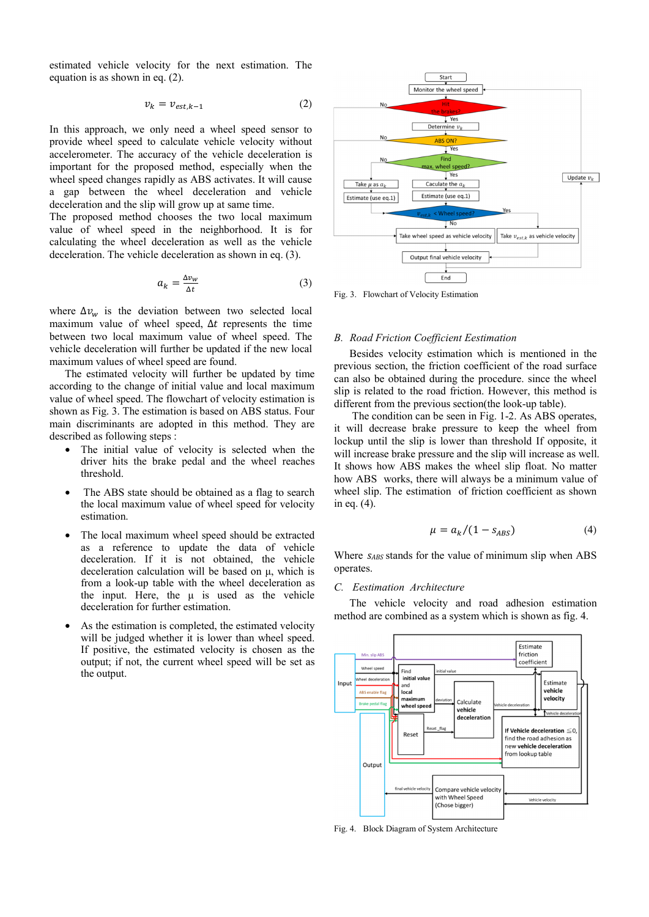estimated vehicle velocity for the next estimation. The equation is as shown in eq. (2).

$$v_k = v_{est,k-1} \tag{2}$$

In this approach, we only need a wheel speed sensor to provide wheel speed to calculate vehicle velocity without accelerometer. The accuracy of the vehicle deceleration is important for the proposed method, especially when the wheel speed changes rapidly as ABS activates. It will cause a gap between the wheel deceleration and vehicle deceleration and the slip will grow up at same time.
The proposed method chooses the two local maximum value of wheel speed in the neighborhood. It is for calculating the wheel deceleration as well as the vehicle deceleration. The vehicle deceleration as shown in eq. (3).

$$a_k = \frac{\Delta v_w}{\Delta t} \tag{3}$$

where $\Delta v_w$ is the deviation between two selected local maximum value of wheel speed, $\Delta t$ represents the time between two local maximum value of wheel speed. The vehicle deceleration will further be updated if the new local maximum values of wheel speed are found.

The estimated velocity will further be updated by time according to the change of initial value and local maximum value of wheel speed. The flowchart of velocity estimation is shown as Fig. 3. The estimation is based on ABS status. Four main discriminants are adopted in this method. They are described as following steps :

- The initial value of velocity is selected when the driver hits the brake pedal and the wheel reaches threshold.
- The ABS state should be obtained as a flag to search the local maximum value of wheel speed for velocity estimation.
- The local maximum wheel speed should be extracted as a reference to update the data of vehicle deceleration. If it is not obtained, the vehicle deceleration calculation will be based on μ, which is from a look-up table with the wheel deceleration as the input. Here, the μ is used as the vehicle deceleration for further estimation.
- As the estimation is completed, the estimated velocity will be judged whether it is lower than wheel speed. If positive, the estimated velocity is chosen as the output; if not, the current wheel speed will be set as the output.

Fig. 3. Flowchart of Velocity Estimation

## B. Road Friction Coefficient Estimation

Besides velocity estimation which is mentioned in the previous section, the friction coefficient of the road surface can also be obtained during the procedure. since the wheel slip is related to the road friction. However, this method is different from the previous section(the look-up table).

The condition can be seen in Fig. 1-2. As ABS operates, it will decrease brake pressure to keep the wheel from lockup until the slip is lower than threshold If opposite, it will increase brake pressure and the slip will increase as well. It shows how ABS makes the wheel slip float. No matter how ABS works, there will always be a minimum value of wheel slip. The estimation of friction coefficient as shown in eq. (4).

$$\mu = a_k/(1 - s_{ABS}) \tag{4}$$

Where $s_{ABS}$ stands for the value of minimum slip when ABS operates.

## C. Estimation Architecture

The vehicle velocity and road adhesion estimation method are combined as a system which is shown as fig. 4.

Fig. 4. Block Diagram of System Architecture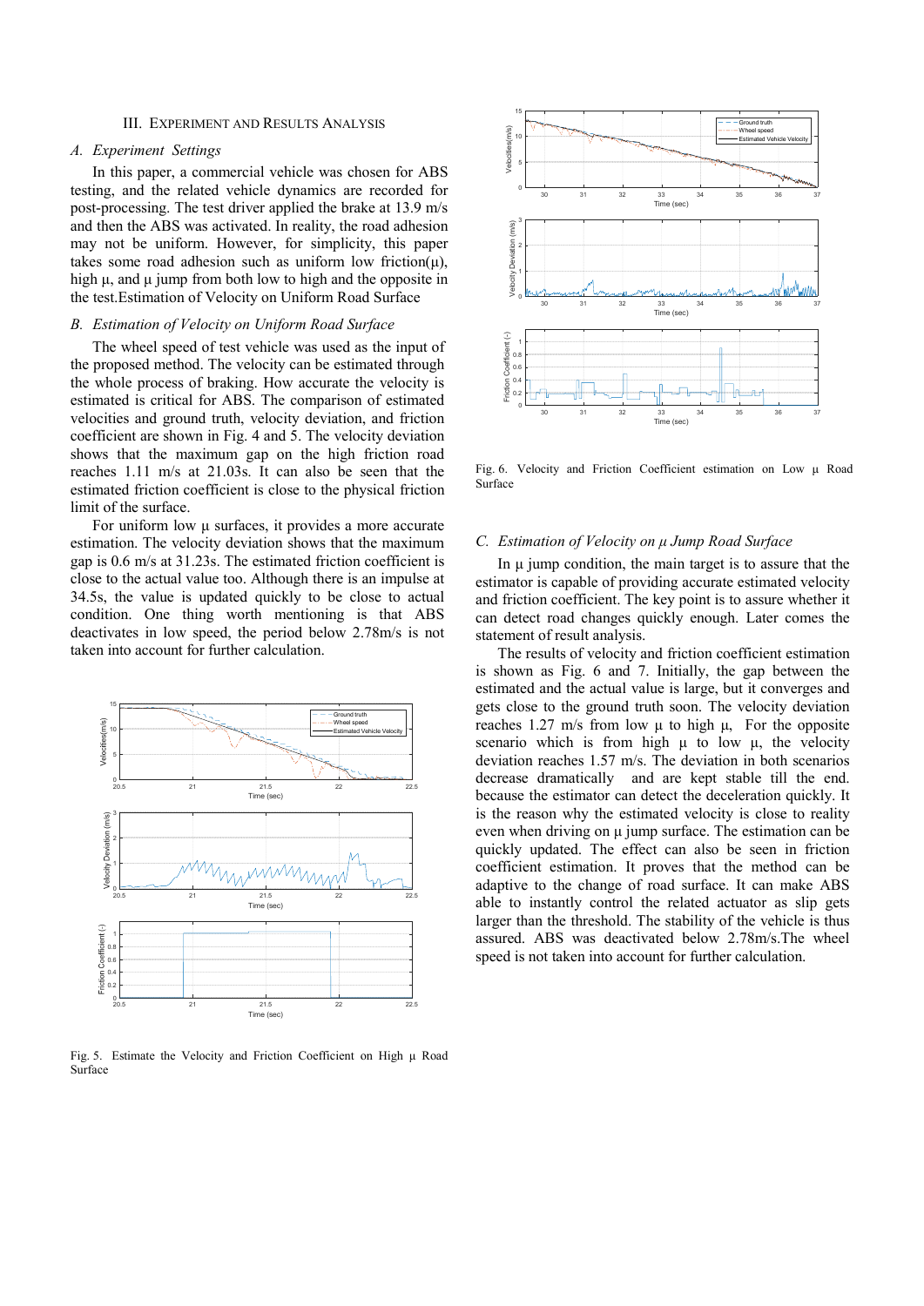## III. Experiment and Results Analysis

### A. Experiment Settings

In this paper, a commercial vehicle was chosen for ABS testing, and the related vehicle dynamics are recorded for post-processing. The test driver applied the brake at 13.9 m/s and then the ABS was activated. In reality, the road adhesion may not be uniform. However, for simplicity, this paper takes some road adhesion such as uniform low friction(μ), high μ, and μ jump from both low to high and the opposite in the test.Estimation of Velocity on Uniform Road Surface

### B. Estimation of Velocity on Uniform Road Surface

The wheel speed of test vehicle was used as the input of the proposed method. The velocity can be estimated through the whole process of braking. How accurate the velocity is estimated is critical for ABS. The comparison of estimated velocities and ground truth, velocity deviation, and friction coefficient are shown in Fig. 4 and 5. The velocity deviation shows that the maximum gap on the high friction road reaches 1.11 m/s at 21.03s. It can also be seen that the estimated friction coefficient is close to the physical friction limit of the surface.

For uniform low μ surfaces, it provides a more accurate estimation. The velocity deviation shows that the maximum gap is 0.6 m/s at 31.23s. The estimated friction coefficient is close to the actual value too. Although there is an impulse at 34.5s, the value is updated quickly to be close to actual condition. One thing worth mentioning is that ABS deactivates in low speed, the period below 2.78m/s is not taken into account for further calculation.

Fig. 5. Estimate the Velocity and Friction Coefficient on High μ Road Surface

Fig. 6. Velocity and Friction Coefficient estimation on Low μ Road Surface

### C. Estimation of Velocity on μ Jump Road Surface

In μ jump condition, the main target is to assure that the estimator is capable of providing accurate estimated velocity and friction coefficient. The key point is to assure whether it can detect road changes quickly enough. Later comes the statement of result analysis.

The results of velocity and friction coefficient estimation is shown as Fig. 6 and 7. Initially, the gap between the estimated and the actual value is large, but it converges and gets close to the ground truth soon. The velocity deviation reaches 1.27 m/s from low μ to high μ, For the opposite scenario which is from high μ to low μ, the velocity deviation reaches 1.57 m/s. The deviation in both scenarios decrease dramatically and are kept stable till the end. because the estimator can detect the deceleration quickly. It is the reason why the estimated velocity is close to reality even when driving on μ jump surface. The estimation can be quickly updated. The effect can also be seen in friction coefficient estimation. It proves that the method can be adaptive to the change of road surface. It can make ABS able to instantly control the related actuator as slip gets larger than the threshold. The stability of the vehicle is thus assured. ABS was deactivated below 2.78m/s.The wheel speed is not taken into account for further calculation.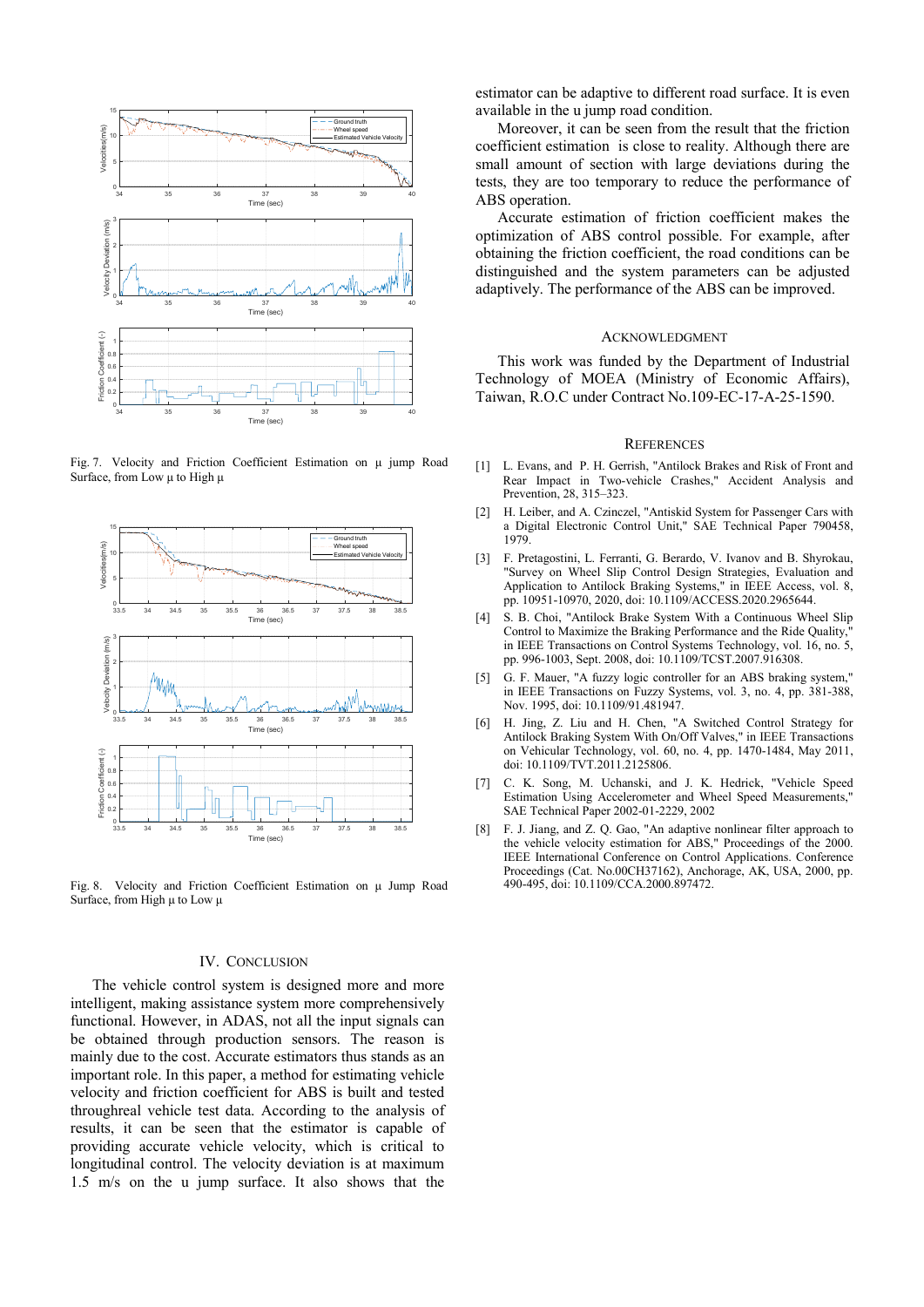Velocities(m/s)
15
10
5
0
34 35 36 37 38 39 40
Time (sec)
Ground truth
Wheel speed
Estimated Vehicle Velocity

Velocity Deviation (m/s)
3
2
1
0
34 35 36 37 38 39 40
Time (sec)

Friction Coefficient (-)
1
0.8
0.6
0.4
0.2
0
34 35 36 37 38 39 40
Time (sec)

Fig. 7. Velocity and Friction Coefficient Estimation on µ jump Road Surface, from Low µ to High µ

Velocities(m/s)
15
10
5
0
33.5 34 34.5 35 35.5 36 36.5 37 37.5 38 38.5
Time (sec)
Ground truth
Wheel speed
Estimated Vehicle Velocity

Velocity Deviation (m/s)
3
2
1
0
33.5 34 34.5 35 35.5 36 36.5 37 37.5 38 38.5
Time (sec)

Friction Coefficient (-)
1
0.8
0.6
0.4
0.2
0
33.5 34 34.5 35 35.5 36 36.5 37 37.5 38 38.5
Time (sec)

Fig. 8. Velocity and Friction Coefficient Estimation on µ Jump Road Surface, from High µ to Low µ

## IV. Conclusion

The vehicle control system is designed more and more intelligent, making assistance system more comprehensively functional. However, in ADAS, not all the input signals can be obtained through production sensors. The reason is mainly due to the cost. Accurate estimators thus stands as an important role. In this paper, a method for estimating vehicle velocity and friction coefficient for ABS is built and tested throughreal vehicle test data. According to the analysis of results, it can be seen that the estimator is capable of providing accurate vehicle velocity, which is critical to longitudinal control. The velocity deviation is at maximum 1.5 m/s on the u jump surface. It also shows that the estimator can be adaptive to different road surface. It is even available in the u jump road condition.

Moreover, it can be seen from the result that the friction coefficient estimation is close to reality. Although there are small amount of section with large deviations during the tests, they are too temporary to reduce the performance of ABS operation.

Accurate estimation of friction coefficient makes the optimization of ABS control possible. For example, after obtaining the friction coefficient, the road conditions can be distinguished and the system parameters can be adjusted adaptively. The performance of the ABS can be improved.

## Acknowledgment

This work was funded by the Department of Industrial Technology of MOEA (Ministry of Economic Affairs), Taiwan, R.O.C under Contract No.109-EC-17-A-25-1590.

## References

[1] L. Evans, and P. H. Gerrish, "Antilock Brakes and Risk of Front and Rear Impact in Two-vehicle Crashes," Accident Analysis and Prevention, 28, 315–323.

[2] H. Leiber, and A. Czinczel, "Antiskid System for Passenger Cars with a Digital Electronic Control Unit," SAE Technical Paper 790458, 1979.

[3] F. Pretagostini, L. Ferranti, G. Berardo, V. Ivanov and B. Shyrokau, "Survey on Wheel Slip Control Design Strategies, Evaluation and Application to Antilock Braking Systems," in IEEE Access, vol. 8, pp. 10951-10970, 2020, doi: 10.1109/ACCESS.2020.2965644.

[4] S. B. Choi, "Antilock Brake System With a Continuous Wheel Slip Control to Maximize the Braking Performance and the Ride Quality," in IEEE Transactions on Control Systems Technology, vol. 16, no. 5, pp. 996-1003, Sept. 2008, doi: 10.1109/TCST.2007.916308.

[5] G. F. Mauer, "A fuzzy logic controller for an ABS braking system," in IEEE Transactions on Fuzzy Systems, vol. 3, no. 4, pp. 381-388, Nov. 1995, doi: 10.1109/91.481947.

[6] H. Jing, Z. Liu and H. Chen, "A Switched Control Strategy for Antilock Braking System With On/Off Valves," in IEEE Transactions on Vehicular Technology, vol. 60, no. 4, pp. 1470-1484, May 2011, doi: 10.1109/TVT.2011.2125806.

[7] C. K. Song, M. Uchanski, and J. K. Hedrick, "Vehicle Speed Estimation Using Accelerometer and Wheel Speed Measurements," SAE Technical Paper 2002-01-2229, 2002

[8] F. J. Jiang, and Z. Q. Gao, "An adaptive nonlinear filter approach to the vehicle velocity estimation for ABS," Proceedings of the 2000. IEEE International Conference on Control Applications. Conference Proceedings (Cat. No.00CH37162), Anchorage, AK, USA, 2000, pp. 490-495, doi: 10.1109/CCA.2000.897472.